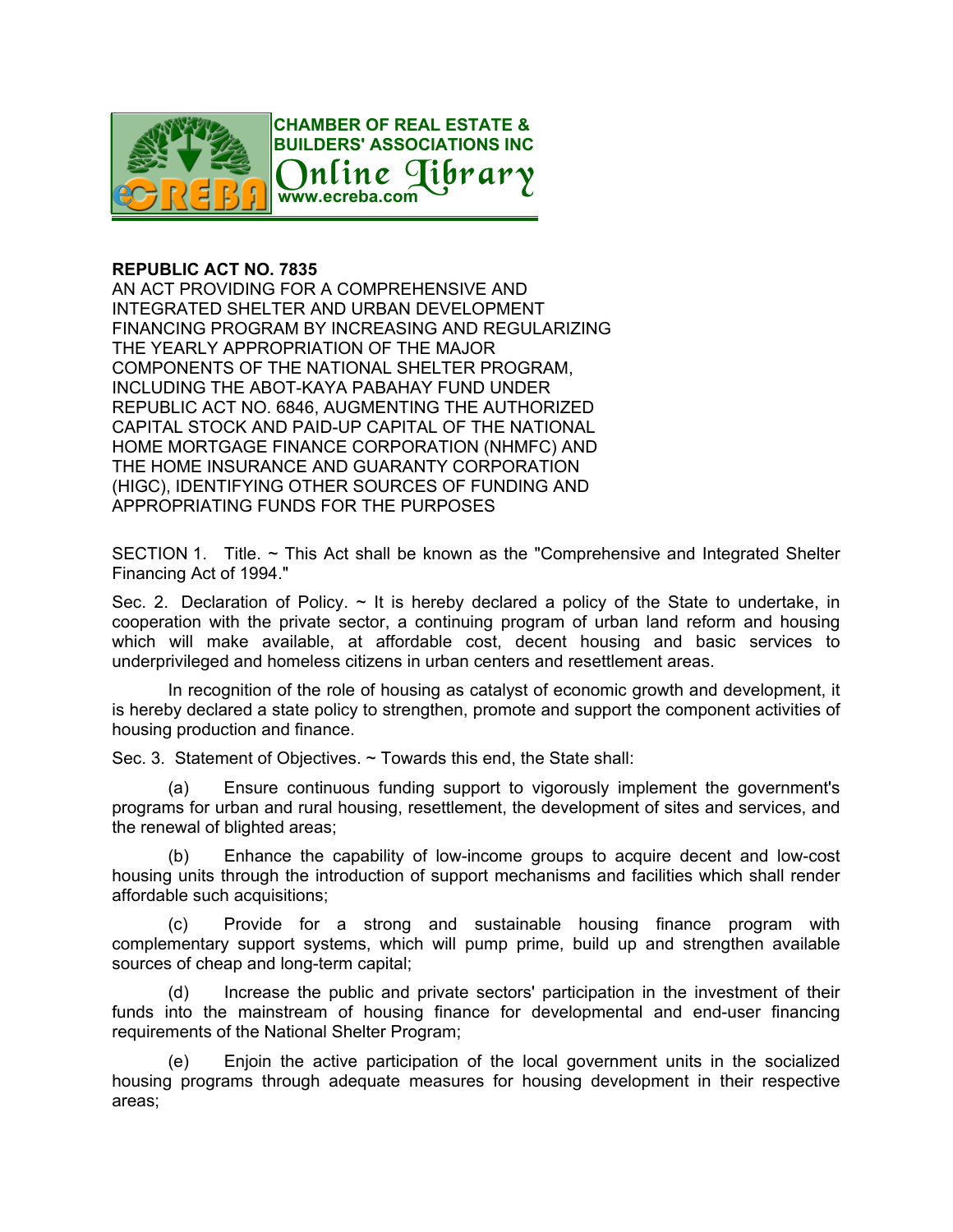CHAMBER OF REAL ESTATE & BUILDERS' ASSOCIATIONS INC

Online Library

www.ecreba.com

**REPUBLIC ACT NO. 7835**

AN ACT PROVIDING FOR A COMPREHENSIVE AND INTEGRATED SHELTER AND URBAN DEVELOPMENT FINANCING PROGRAM BY INCREASING AND REGULARIZING THE YEARLY APPROPRIATION OF THE MAJOR COMPONENTS OF THE NATIONAL SHELTER PROGRAM, INCLUDING THE ABOT-KAYA PABAHAY FUND UNDER REPUBLIC ACT NO. 6846, AUGMENTING THE AUTHORIZED CAPITAL STOCK AND PAID-UP CAPITAL OF THE NATIONAL HOME MORTGAGE FINANCE CORPORATION (NHMFC) AND THE HOME INSURANCE AND GUARANTY CORPORATION (HIGC), IDENTIFYING OTHER SOURCES OF FUNDING AND APPROPRIATING FUNDS FOR THE PURPOSES

SECTION 1. Title. ~ This Act shall be known as the "Comprehensive and Integrated Shelter Financing Act of 1994."

Sec. 2. Declaration of Policy. ~ It is hereby declared a policy of the State to undertake, in cooperation with the private sector, a continuing program of urban land reform and housing which will make available, at affordable cost, decent housing and basic services to underprivileged and homeless citizens in urban centers and resettlement areas.

In recognition of the role of housing as catalyst of economic growth and development, it is hereby declared a state policy to strengthen, promote and support the component activities of housing production and finance.

Sec. 3. Statement of Objectives. ~ Towards this end, the State shall:

(a) Ensure continuous funding support to vigorously implement the government's programs for urban and rural housing, resettlement, the development of sites and services, and the renewal of blighted areas;

(b) Enhance the capability of low-income groups to acquire decent and low-cost housing units through the introduction of support mechanisms and facilities which shall render affordable such acquisitions;

(c) Provide for a strong and sustainable housing finance program with complementary support systems, which will pump prime, build up and strengthen available sources of cheap and long-term capital;

(d) Increase the public and private sectors' participation in the investment of their funds into the mainstream of housing finance for developmental and end-user financing requirements of the National Shelter Program;

(e) Enjoin the active participation of the local government units in the socialized housing programs through adequate measures for housing development in their respective areas;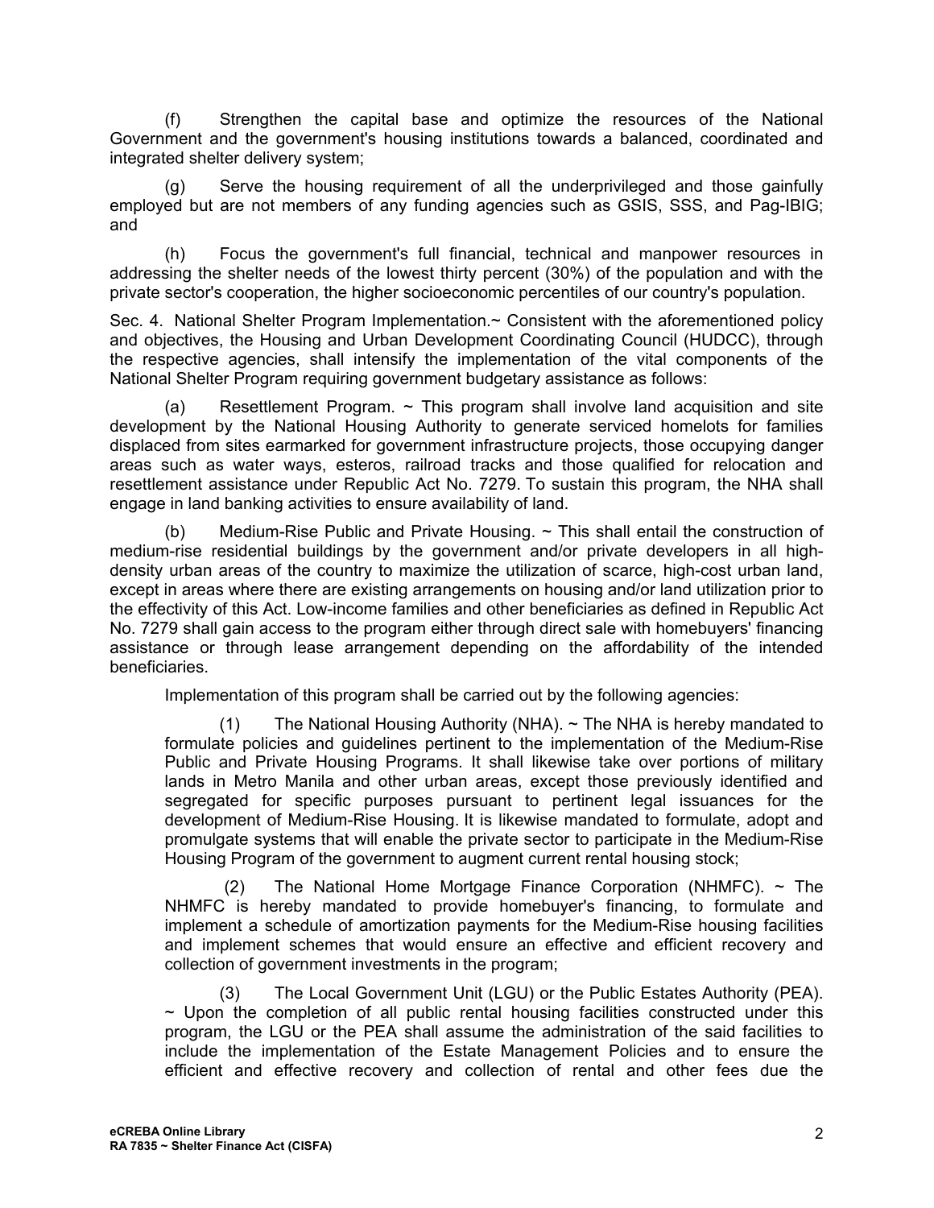(f) Strengthen the capital base and optimize the resources of the National Government and the government's housing institutions towards a balanced, coordinated and integrated shelter delivery system;

(g) Serve the housing requirement of all the underprivileged and those gainfully employed but are not members of any funding agencies such as GSIS, SSS, and Pag-IBIG; and

(h) Focus the government's full financial, technical and manpower resources in addressing the shelter needs of the lowest thirty percent (30%) of the population and with the private sector's cooperation, the higher socioeconomic percentiles of our country's population.

Sec. 4. National Shelter Program Implementation.~ Consistent with the aforementioned policy and objectives, the Housing and Urban Development Coordinating Council (HUDCC), through the respective agencies, shall intensify the implementation of the vital components of the National Shelter Program requiring government budgetary assistance as follows:

(a) Resettlement Program. ~ This program shall involve land acquisition and site development by the National Housing Authority to generate serviced homelots for families displaced from sites earmarked for government infrastructure projects, those occupying danger areas such as water ways, esteros, railroad tracks and those qualified for relocation and resettlement assistance under Republic Act No. 7279. To sustain this program, the NHA shall engage in land banking activities to ensure availability of land.

(b) Medium-Rise Public and Private Housing. ~ This shall entail the construction of medium-rise residential buildings by the government and/or private developers in all high-density urban areas of the country to maximize the utilization of scarce, high-cost urban land, except in areas where there are existing arrangements on housing and/or land utilization prior to the effectivity of this Act. Low-income families and other beneficiaries as defined in Republic Act No. 7279 shall gain access to the program either through direct sale with homebuyers' financing assistance or through lease arrangement depending on the affordability of the intended beneficiaries.

Implementation of this program shall be carried out by the following agencies:

(1) The National Housing Authority (NHA). ~ The NHA is hereby mandated to formulate policies and guidelines pertinent to the implementation of the Medium-Rise Public and Private Housing Programs. It shall likewise take over portions of military lands in Metro Manila and other urban areas, except those previously identified and segregated for specific purposes pursuant to pertinent legal issuances for the development of Medium-Rise Housing. It is likewise mandated to formulate, adopt and promulgate systems that will enable the private sector to participate in the Medium-Rise Housing Program of the government to augment current rental housing stock;

(2) The National Home Mortgage Finance Corporation (NHMFC). ~ The NHMFC is hereby mandated to provide homebuyer's financing, to formulate and implement a schedule of amortization payments for the Medium-Rise housing facilities and implement schemes that would ensure an effective and efficient recovery and collection of government investments in the program;

(3) The Local Government Unit (LGU) or the Public Estates Authority (PEA). ~ Upon the completion of all public rental housing facilities constructed under this program, the LGU or the PEA shall assume the administration of the said facilities to include the implementation of the Estate Management Policies and to ensure the efficient and effective recovery and collection of rental and other fees due the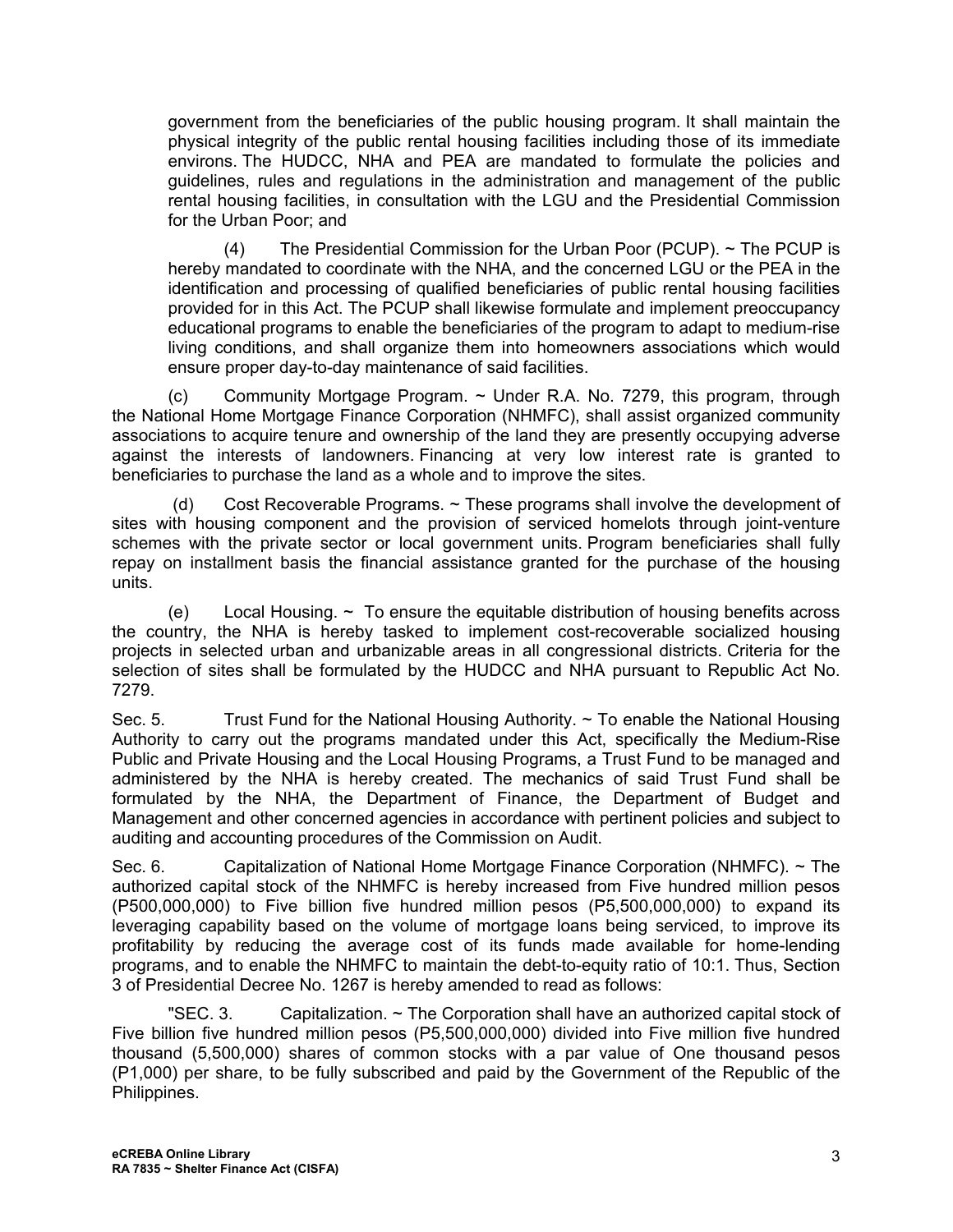government from the beneficiaries of the public housing program. It shall maintain the physical integrity of the public rental housing facilities including those of its immediate environs. The HUDCC, NHA and PEA are mandated to formulate the policies and guidelines, rules and regulations in the administration and management of the public rental housing facilities, in consultation with the LGU and the Presidential Commission for the Urban Poor; and

(4) The Presidential Commission for the Urban Poor (PCUP). ~ The PCUP is hereby mandated to coordinate with the NHA, and the concerned LGU or the PEA in the identification and processing of qualified beneficiaries of public rental housing facilities provided for in this Act. The PCUP shall likewise formulate and implement preoccupancy educational programs to enable the beneficiaries of the program to adapt to medium-rise living conditions, and shall organize them into homeowners associations which would ensure proper day-to-day maintenance of said facilities.

(c) Community Mortgage Program. ~ Under R.A. No. 7279, this program, through the National Home Mortgage Finance Corporation (NHMFC), shall assist organized community associations to acquire tenure and ownership of the land they are presently occupying adverse against the interests of landowners. Financing at very low interest rate is granted to beneficiaries to purchase the land as a whole and to improve the sites.

(d) Cost Recoverable Programs. ~ These programs shall involve the development of sites with housing component and the provision of serviced homelots through joint-venture schemes with the private sector or local government units. Program beneficiaries shall fully repay on installment basis the financial assistance granted for the purchase of the housing units.

(e) Local Housing. ~ To ensure the equitable distribution of housing benefits across the country, the NHA is hereby tasked to implement cost-recoverable socialized housing projects in selected urban and urbanizable areas in all congressional districts. Criteria for the selection of sites shall be formulated by the HUDCC and NHA pursuant to Republic Act No. 7279.

Sec. 5. Trust Fund for the National Housing Authority. ~ To enable the National Housing Authority to carry out the programs mandated under this Act, specifically the Medium-Rise Public and Private Housing and the Local Housing Programs, a Trust Fund to be managed and administered by the NHA is hereby created. The mechanics of said Trust Fund shall be formulated by the NHA, the Department of Finance, the Department of Budget and Management and other concerned agencies in accordance with pertinent policies and subject to auditing and accounting procedures of the Commission on Audit.

Sec. 6. Capitalization of National Home Mortgage Finance Corporation (NHMFC). ~ The authorized capital stock of the NHMFC is hereby increased from Five hundred million pesos (P500,000,000) to Five billion five hundred million pesos (P5,500,000,000) to expand its leveraging capability based on the volume of mortgage loans being serviced, to improve its profitability by reducing the average cost of its funds made available for home-lending programs, and to enable the NHMFC to maintain the debt-to-equity ratio of 10:1. Thus, Section 3 of Presidential Decree No. 1267 is hereby amended to read as follows:

"SEC. 3. Capitalization. ~ The Corporation shall have an authorized capital stock of Five billion five hundred million pesos (P5,500,000,000) divided into Five million five hundred thousand (5,500,000) shares of common stocks with a par value of One thousand pesos (P1,000) per share, to be fully subscribed and paid by the Government of the Republic of the Philippines.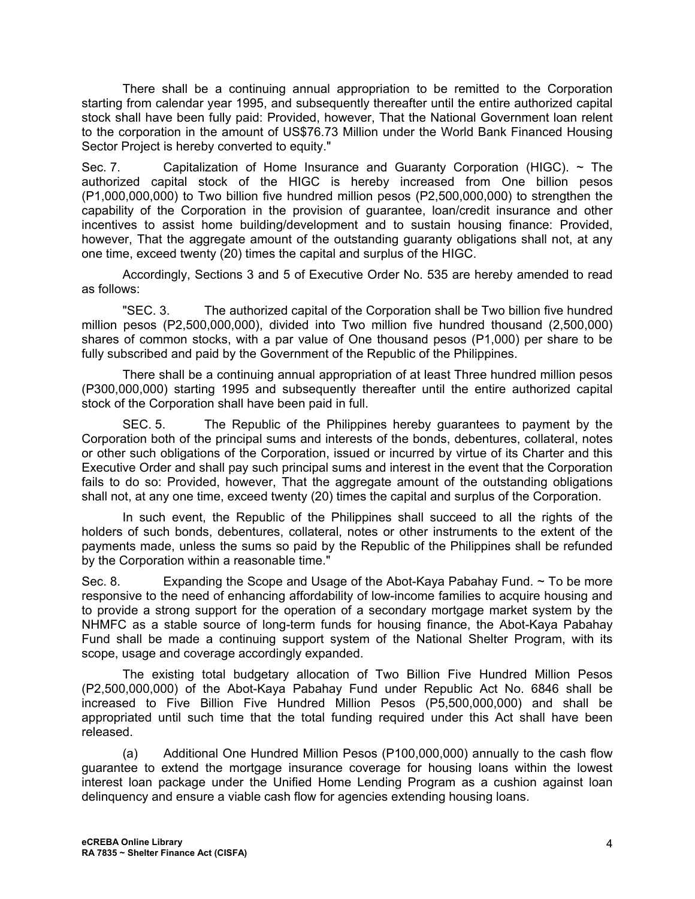There shall be a continuing annual appropriation to be remitted to the Corporation starting from calendar year 1995, and subsequently thereafter until the entire authorized capital stock shall have been fully paid: Provided, however, That the National Government loan relent to the corporation in the amount of US$76.73 Million under the World Bank Financed Housing Sector Project is hereby converted to equity."

Sec. 7. Capitalization of Home Insurance and Guaranty Corporation (HIGC). ~ The authorized capital stock of the HIGC is hereby increased from One billion pesos (P1,000,000,000) to Two billion five hundred million pesos (P2,500,000,000) to strengthen the capability of the Corporation in the provision of guarantee, loan/credit insurance and other incentives to assist home building/development and to sustain housing finance: Provided, however, That the aggregate amount of the outstanding guaranty obligations shall not, at any one time, exceed twenty (20) times the capital and surplus of the HIGC.

Accordingly, Sections 3 and 5 of Executive Order No. 535 are hereby amended to read as follows:

"SEC. 3. The authorized capital of the Corporation shall be Two billion five hundred million pesos (P2,500,000,000), divided into Two million five hundred thousand (2,500,000) shares of common stocks, with a par value of One thousand pesos (P1,000) per share to be fully subscribed and paid by the Government of the Republic of the Philippines.

There shall be a continuing annual appropriation of at least Three hundred million pesos (P300,000,000) starting 1995 and subsequently thereafter until the entire authorized capital stock of the Corporation shall have been paid in full.

SEC. 5. The Republic of the Philippines hereby guarantees to payment by the Corporation both of the principal sums and interests of the bonds, debentures, collateral, notes or other such obligations of the Corporation, issued or incurred by virtue of its Charter and this Executive Order and shall pay such principal sums and interest in the event that the Corporation fails to do so: Provided, however, That the aggregate amount of the outstanding obligations shall not, at any one time, exceed twenty (20) times the capital and surplus of the Corporation.

In such event, the Republic of the Philippines shall succeed to all the rights of the holders of such bonds, debentures, collateral, notes or other instruments to the extent of the payments made, unless the sums so paid by the Republic of the Philippines shall be refunded by the Corporation within a reasonable time."

Sec. 8. Expanding the Scope and Usage of the Abot-Kaya Pabahay Fund. ~ To be more responsive to the need of enhancing affordability of low-income families to acquire housing and to provide a strong support for the operation of a secondary mortgage market system by the NHMFC as a stable source of long-term funds for housing finance, the Abot-Kaya Pabahay Fund shall be made a continuing support system of the National Shelter Program, with its scope, usage and coverage accordingly expanded.

The existing total budgetary allocation of Two Billion Five Hundred Million Pesos (P2,500,000,000) of the Abot-Kaya Pabahay Fund under Republic Act No. 6846 shall be increased to Five Billion Five Hundred Million Pesos (P5,500,000,000) and shall be appropriated until such time that the total funding required under this Act shall have been released.

(a) Additional One Hundred Million Pesos (P100,000,000) annually to the cash flow guarantee to extend the mortgage insurance coverage for housing loans within the lowest interest loan package under the Unified Home Lending Program as a cushion against loan delinquency and ensure a viable cash flow for agencies extending housing loans.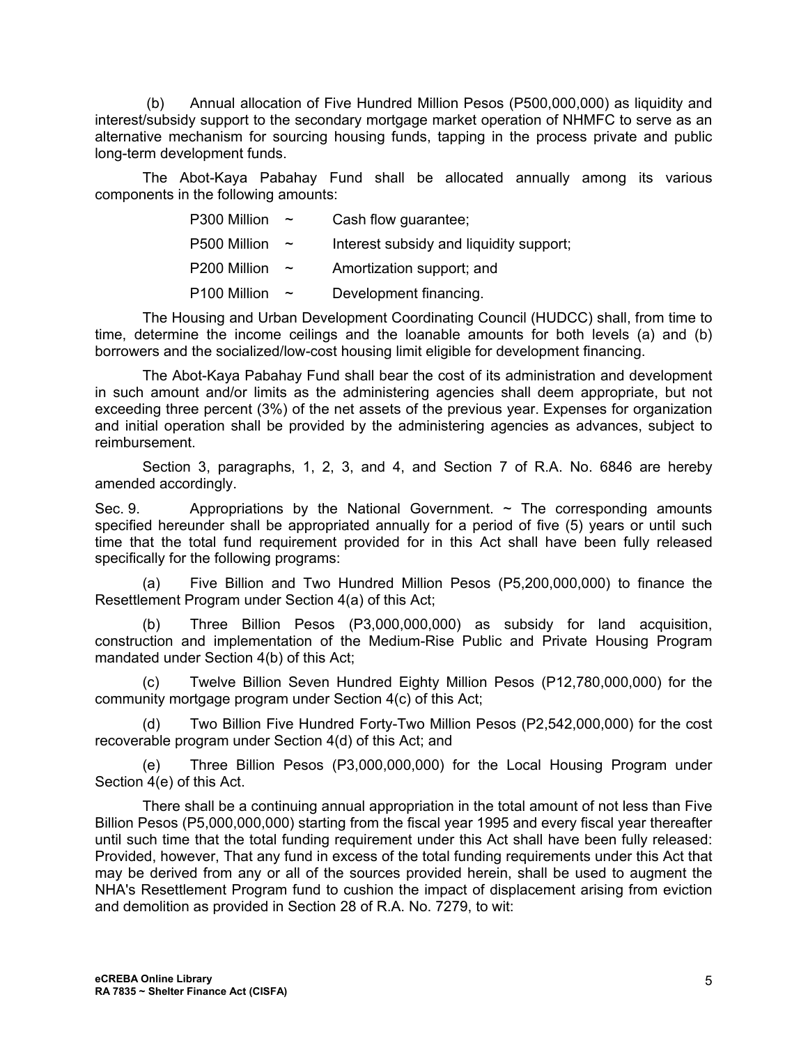(b) Annual allocation of Five Hundred Million Pesos (P500,000,000) as liquidity and interest/subsidy support to the secondary mortgage market operation of NHMFC to serve as an alternative mechanism for sourcing housing funds, tapping in the process private and public long-term development funds.

The Abot-Kaya Pabahay Fund shall be allocated annually among its various components in the following amounts:

P300 Million ~ Cash flow guarantee;

P500 Million ~ Interest subsidy and liquidity support;

P200 Million ~ Amortization support; and

P100 Million ~ Development financing.

The Housing and Urban Development Coordinating Council (HUDCC) shall, from time to time, determine the income ceilings and the loanable amounts for both levels (a) and (b) borrowers and the socialized/low-cost housing limit eligible for development financing.

The Abot-Kaya Pabahay Fund shall bear the cost of its administration and development in such amount and/or limits as the administering agencies shall deem appropriate, but not exceeding three percent (3%) of the net assets of the previous year. Expenses for organization and initial operation shall be provided by the administering agencies as advances, subject to reimbursement.

Section 3, paragraphs, 1, 2, 3, and 4, and Section 7 of R.A. No. 6846 are hereby amended accordingly.

Sec. 9. Appropriations by the National Government. ~ The corresponding amounts specified hereunder shall be appropriated annually for a period of five (5) years or until such time that the total fund requirement provided for in this Act shall have been fully released specifically for the following programs:

(a) Five Billion and Two Hundred Million Pesos (P5,200,000,000) to finance the Resettlement Program under Section 4(a) of this Act;

(b) Three Billion Pesos (P3,000,000,000) as subsidy for land acquisition, construction and implementation of the Medium-Rise Public and Private Housing Program mandated under Section 4(b) of this Act;

(c) Twelve Billion Seven Hundred Eighty Million Pesos (P12,780,000,000) for the community mortgage program under Section 4(c) of this Act;

(d) Two Billion Five Hundred Forty-Two Million Pesos (P2,542,000,000) for the cost recoverable program under Section 4(d) of this Act; and

(e) Three Billion Pesos (P3,000,000,000) for the Local Housing Program under Section 4(e) of this Act.

There shall be a continuing annual appropriation in the total amount of not less than Five Billion Pesos (P5,000,000,000) starting from the fiscal year 1995 and every fiscal year thereafter until such time that the total funding requirement under this Act shall have been fully released: Provided, however, That any fund in excess of the total funding requirements under this Act that may be derived from any or all of the sources provided herein, shall be used to augment the NHA's Resettlement Program fund to cushion the impact of displacement arising from eviction and demolition as provided in Section 28 of R.A. No. 7279, to wit: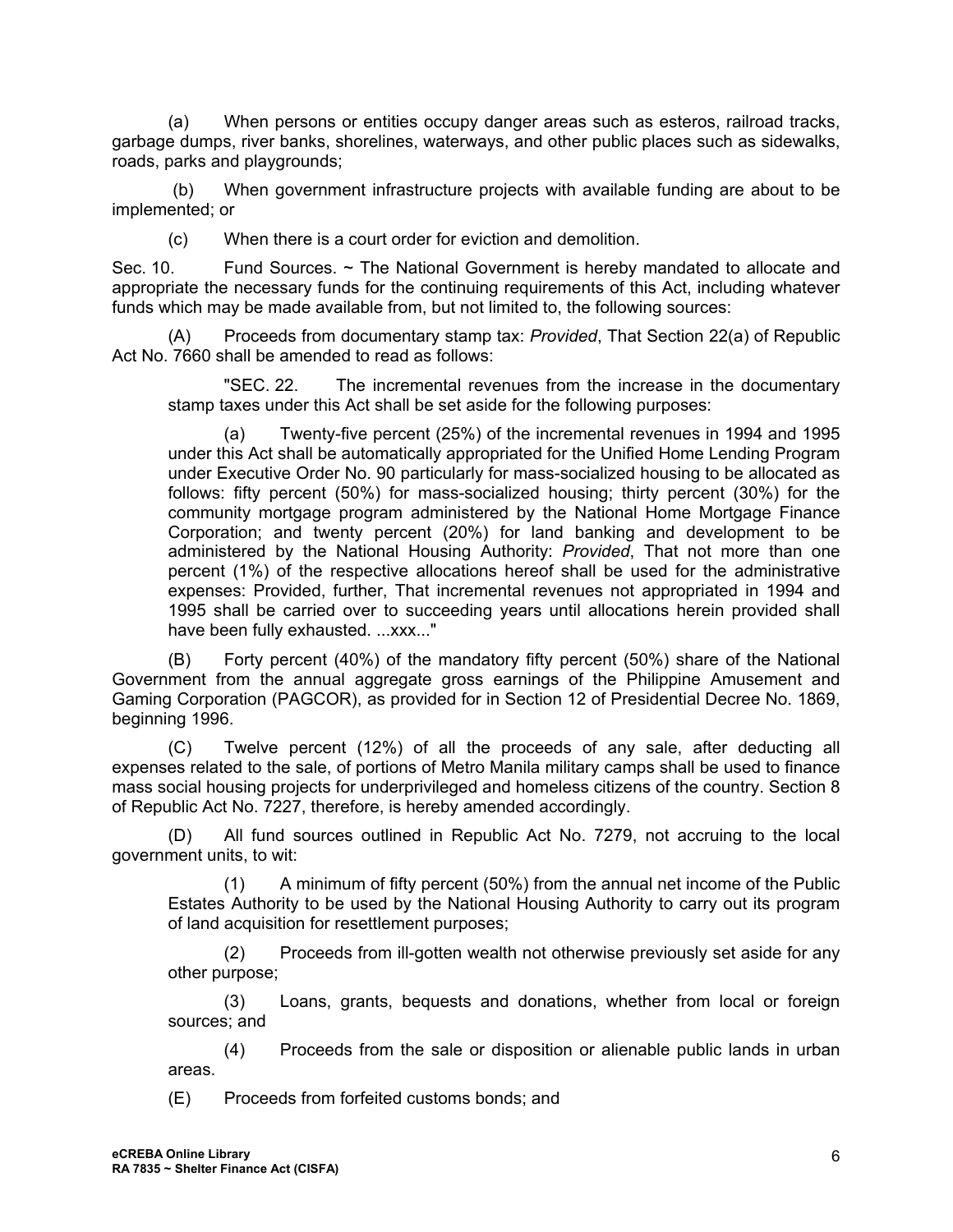(a) When persons or entities occupy danger areas such as esteros, railroad tracks, garbage dumps, river banks, shorelines, waterways, and other public places such as sidewalks, roads, parks and playgrounds;

(b) When government infrastructure projects with available funding are about to be implemented; or

(c) When there is a court order for eviction and demolition.

Sec. 10. Fund Sources. ~ The National Government is hereby mandated to allocate and appropriate the necessary funds for the continuing requirements of this Act, including whatever funds which may be made available from, but not limited to, the following sources:

(A) Proceeds from documentary stamp tax: *Provided*, That Section 22(a) of Republic Act No. 7660 shall be amended to read as follows:

> "SEC. 22. The incremental revenues from the increase in the documentary stamp taxes under this Act shall be set aside for the following purposes:
>
> (a) Twenty-five percent (25%) of the incremental revenues in 1994 and 1995 under this Act shall be automatically appropriated for the Unified Home Lending Program under Executive Order No. 90 particularly for mass-socialized housing to be allocated as follows: fifty percent (50%) for mass-socialized housing; thirty percent (30%) for the community mortgage program administered by the National Home Mortgage Finance Corporation; and twenty percent (20%) for land banking and development to be administered by the National Housing Authority: *Provided*, That not more than one percent (1%) of the respective allocations hereof shall be used for the administrative expenses: Provided, further, That incremental revenues not appropriated in 1994 and 1995 shall be carried over to succeeding years until allocations herein provided shall have been fully exhausted. ...xxx..."

(B) Forty percent (40%) of the mandatory fifty percent (50%) share of the National Government from the annual aggregate gross earnings of the Philippine Amusement and Gaming Corporation (PAGCOR), as provided for in Section 12 of Presidential Decree No. 1869, beginning 1996.

(C) Twelve percent (12%) of all the proceeds of any sale, after deducting all expenses related to the sale, of portions of Metro Manila military camps shall be used to finance mass social housing projects for underprivileged and homeless citizens of the country. Section 8 of Republic Act No. 7227, therefore, is hereby amended accordingly.

(D) All fund sources outlined in Republic Act No. 7279, not accruing to the local government units, to wit:

> (1) A minimum of fifty percent (50%) from the annual net income of the Public Estates Authority to be used by the National Housing Authority to carry out its program of land acquisition for resettlement purposes;
>
> (2) Proceeds from ill-gotten wealth not otherwise previously set aside for any other purpose;
>
> (3) Loans, grants, bequests and donations, whether from local or foreign sources; and
>
> (4) Proceeds from the sale or disposition or alienable public lands in urban areas.

(E) Proceeds from forfeited customs bonds; and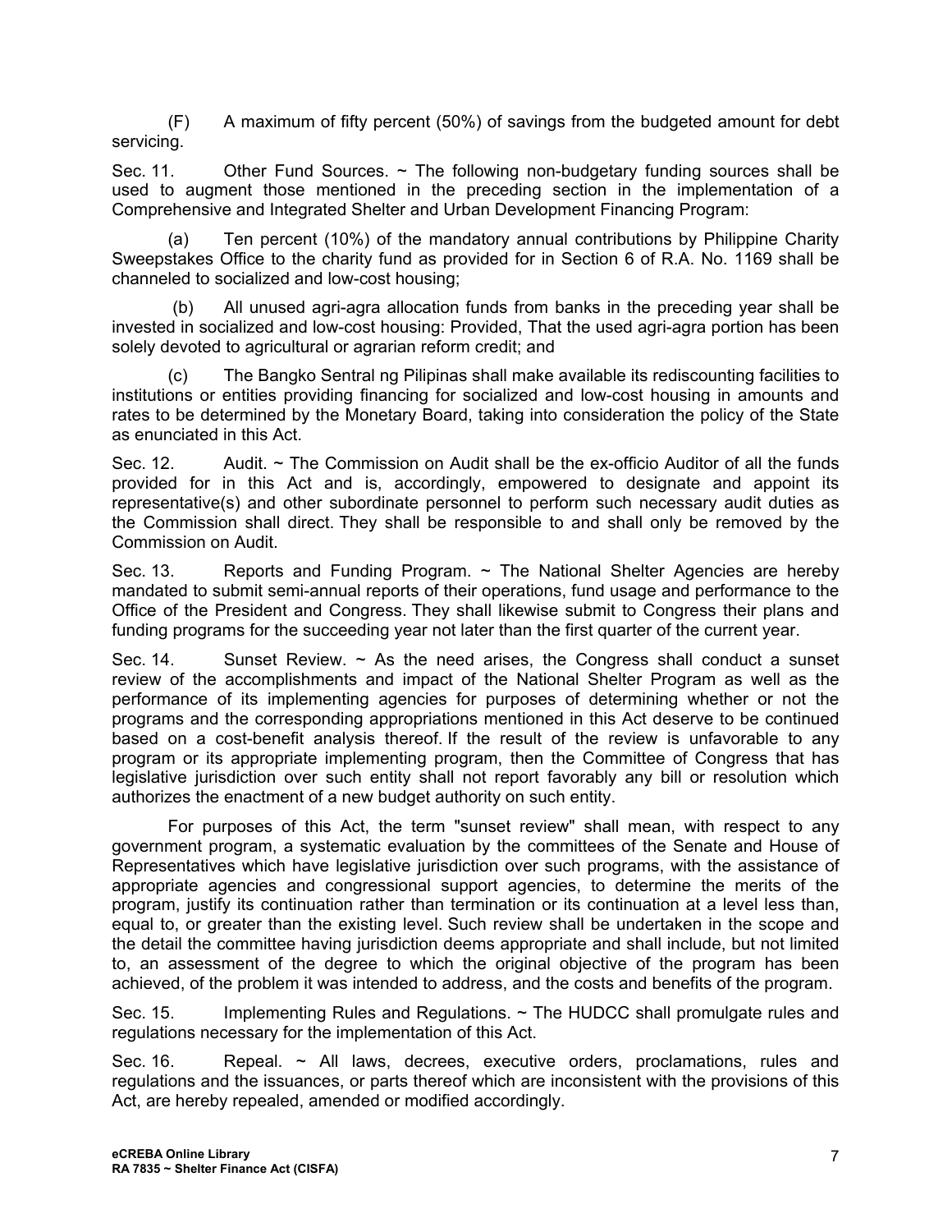(F) A maximum of fifty percent (50%) of savings from the budgeted amount for debt servicing.

Sec. 11. Other Fund Sources. ~ The following non-budgetary funding sources shall be used to augment those mentioned in the preceding section in the implementation of a Comprehensive and Integrated Shelter and Urban Development Financing Program:

(a) Ten percent (10%) of the mandatory annual contributions by Philippine Charity Sweepstakes Office to the charity fund as provided for in Section 6 of R.A. No. 1169 shall be channeled to socialized and low-cost housing;

(b) All unused agri-agra allocation funds from banks in the preceding year shall be invested in socialized and low-cost housing: Provided, That the used agri-agra portion has been solely devoted to agricultural or agrarian reform credit; and

(c) The Bangko Sentral ng Pilipinas shall make available its rediscounting facilities to institutions or entities providing financing for socialized and low-cost housing in amounts and rates to be determined by the Monetary Board, taking into consideration the policy of the State as enunciated in this Act.

Sec. 12. Audit. ~ The Commission on Audit shall be the ex-officio Auditor of all the funds provided for in this Act and is, accordingly, empowered to designate and appoint its representative(s) and other subordinate personnel to perform such necessary audit duties as the Commission shall direct. They shall be responsible to and shall only be removed by the Commission on Audit.

Sec. 13. Reports and Funding Program. ~ The National Shelter Agencies are hereby mandated to submit semi-annual reports of their operations, fund usage and performance to the Office of the President and Congress. They shall likewise submit to Congress their plans and funding programs for the succeeding year not later than the first quarter of the current year.

Sec. 14. Sunset Review. ~ As the need arises, the Congress shall conduct a sunset review of the accomplishments and impact of the National Shelter Program as well as the performance of its implementing agencies for purposes of determining whether or not the programs and the corresponding appropriations mentioned in this Act deserve to be continued based on a cost-benefit analysis thereof. If the result of the review is unfavorable to any program or its appropriate implementing program, then the Committee of Congress that has legislative jurisdiction over such entity shall not report favorably any bill or resolution which authorizes the enactment of a new budget authority on such entity.

For purposes of this Act, the term "sunset review" shall mean, with respect to any government program, a systematic evaluation by the committees of the Senate and House of Representatives which have legislative jurisdiction over such programs, with the assistance of appropriate agencies and congressional support agencies, to determine the merits of the program, justify its continuation rather than termination or its continuation at a level less than, equal to, or greater than the existing level. Such review shall be undertaken in the scope and the detail the committee having jurisdiction deems appropriate and shall include, but not limited to, an assessment of the degree to which the original objective of the program has been achieved, of the problem it was intended to address, and the costs and benefits of the program.

Sec. 15. Implementing Rules and Regulations. ~ The HUDCC shall promulgate rules and regulations necessary for the implementation of this Act.

Sec. 16. Repeal. ~ All laws, decrees, executive orders, proclamations, rules and regulations and the issuances, or parts thereof which are inconsistent with the provisions of this Act, are hereby repealed, amended or modified accordingly.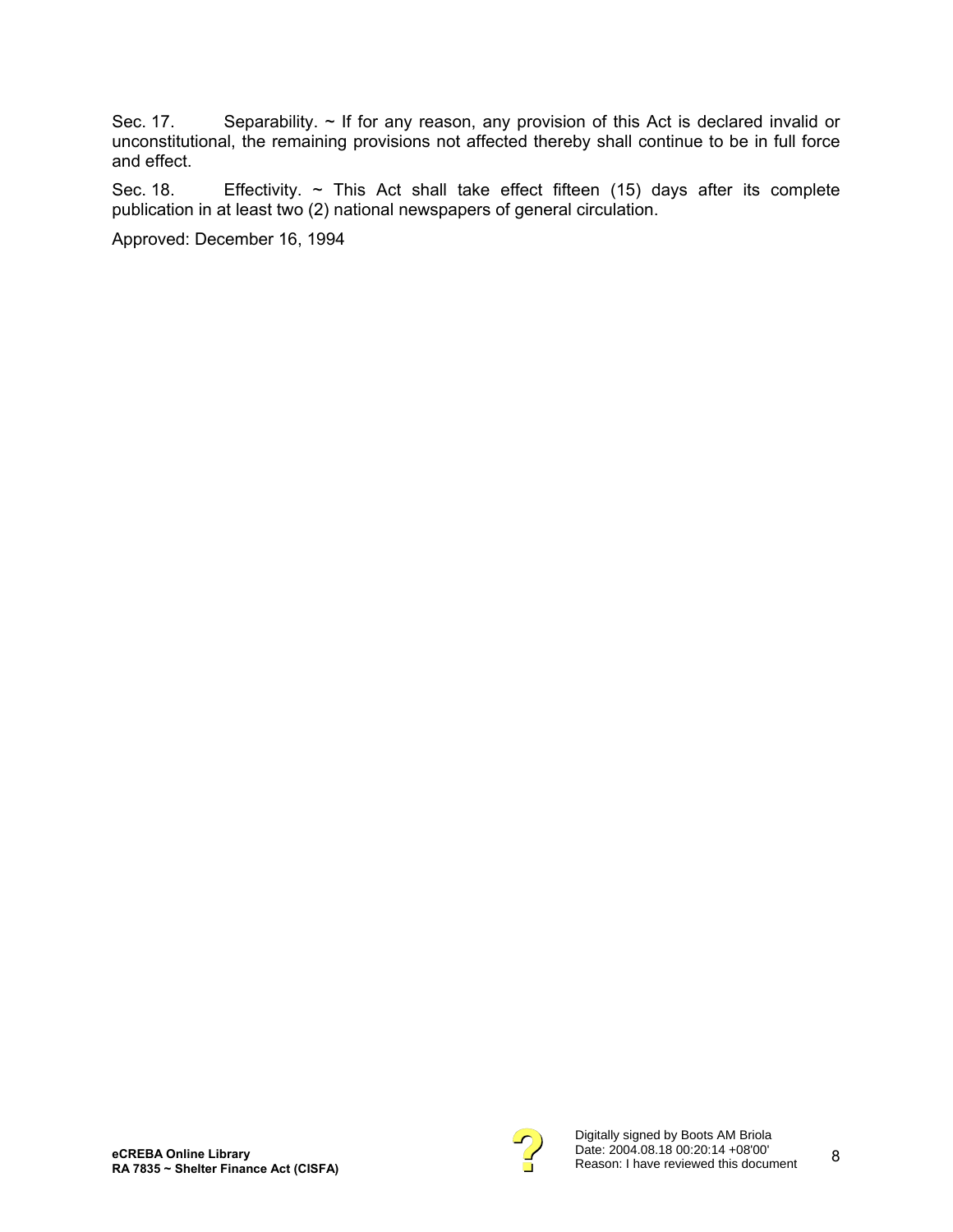Sec. 17. Separability. ~ If for any reason, any provision of this Act is declared invalid or unconstitutional, the remaining provisions not affected thereby shall continue to be in full force and effect.

Sec. 18. Effectivity. ~ This Act shall take effect fifteen (15) days after its complete publication in at least two (2) national newspapers of general circulation.

Approved: December 16, 1994